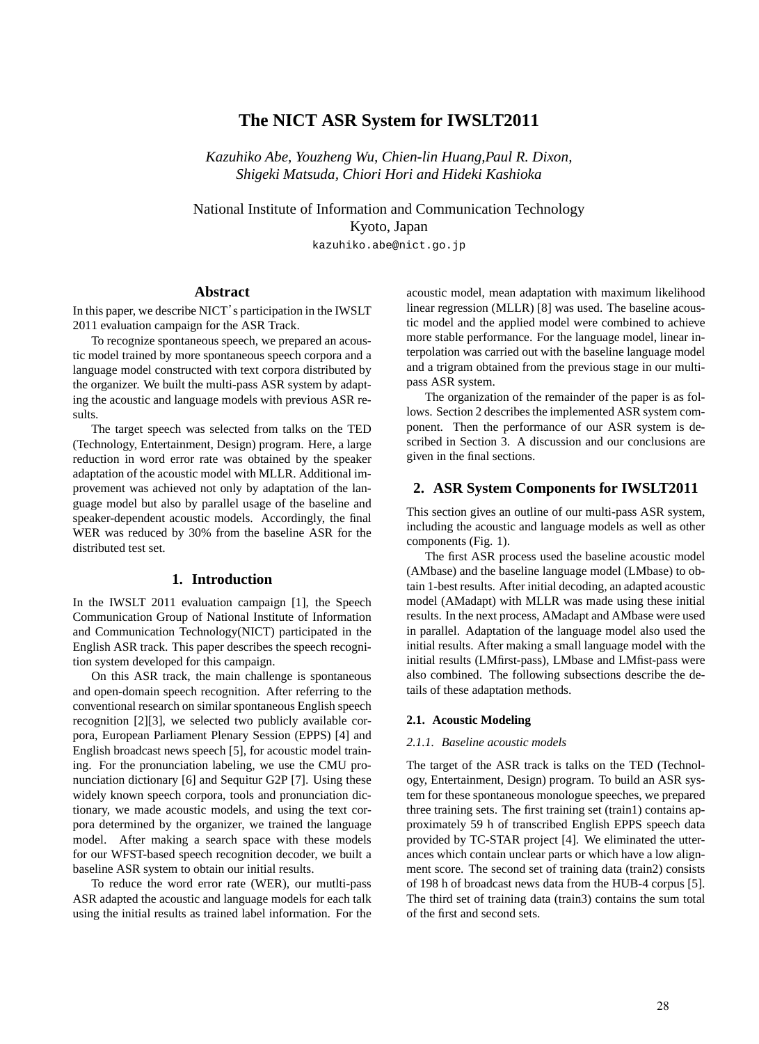# The NICT ASR System for IWSLT2011

*Kazuhiko Abe, Youzheng Wu, Chien-lin Huang,Paul R. Dixon, Shigeki Matsuda, Chiori Hori and Hideki Kashioka*

National Institute of Information and Communication Technology
Kyoto, Japan
`kazuhiko.abe@nict.go.jp`

## Abstract

In this paper, we describe NICT's participation in the IWSLT 2011 evaluation campaign for the ASR Track.

To recognize spontaneous speech, we prepared an acoustic model trained by more spontaneous speech corpora and a language model constructed with text corpora distributed by the organizer. We built the multi-pass ASR system by adapting the acoustic and language models with previous ASR results.

The target speech was selected from talks on the TED (Technology, Entertainment, Design) program. Here, a large reduction in word error rate was obtained by the speaker adaptation of the acoustic model with MLLR. Additional improvement was achieved not only by adaptation of the language model but also by parallel usage of the baseline and speaker-dependent acoustic models. Accordingly, the final WER was reduced by 30% from the baseline ASR for the distributed test set.

## 1. Introduction

In the IWSLT 2011 evaluation campaign [1], the Speech Communication Group of National Institute of Information and Communication Technology(NICT) participated in the English ASR track. This paper describes the speech recognition system developed for this campaign.

On this ASR track, the main challenge is spontaneous and open-domain speech recognition. After referring to the conventional research on similar spontaneous English speech recognition [2][3], we selected two publicly available corpora, European Parliament Plenary Session (EPPS) [4] and English broadcast news speech [5], for acoustic model training. For the pronunciation labeling, we use the CMU pronunciation dictionary [6] and Sequitur G2P [7]. Using these widely known speech corpora, tools and pronunciation dictionary, we made acoustic models, and using the text corpora determined by the organizer, we trained the language model. After making a search space with these models for our WFST-based speech recognition decoder, we built a baseline ASR system to obtain our initial results.

To reduce the word error rate (WER), our mutlti-pass ASR adapted the acoustic and language models for each talk using the initial results as trained label information. For the acoustic model, mean adaptation with maximum likelihood linear regression (MLLR) [8] was used. The baseline acoustic model and the applied model were combined to achieve more stable performance. For the language model, linear interpolation was carried out with the baseline language model and a trigram obtained from the previous stage in our multi-pass ASR system.

The organization of the remainder of the paper is as follows. Section 2 describes the implemented ASR system component. Then the performance of our ASR system is described in Section 3. A discussion and our conclusions are given in the final sections.

## 2. ASR System Components for IWSLT2011

This section gives an outline of our multi-pass ASR system, including the acoustic and language models as well as other components (Fig. 1).

The first ASR process used the baseline acoustic model (AMbase) and the baseline language model (LMbase) to obtain 1-best results. After initial decoding, an adapted acoustic model (AMadapt) with MLLR was made using these initial results. In the next process, AMadapt and AMbase were used in parallel. Adaptation of the language model also used the initial results. After making a small language model with the initial results (LMfirst-pass), LMbase and LMfist-pass were also combined. The following subsections describe the details of these adaptation methods.

### 2.1. Acoustic Modeling

#### *2.1.1. Baseline acoustic models*

The target of the ASR track is talks on the TED (Technology, Entertainment, Design) program. To build an ASR system for these spontaneous monologue speeches, we prepared three training sets. The first training set (train1) contains approximately 59 h of transcribed English EPPS speech data provided by TC-STAR project [4]. We eliminated the utterances which contain unclear parts or which have a low alignment score. The second set of training data (train2) consists of 198 h of broadcast news data from the HUB-4 corpus [5]. The third set of training data (train3) contains the sum total of the first and second sets.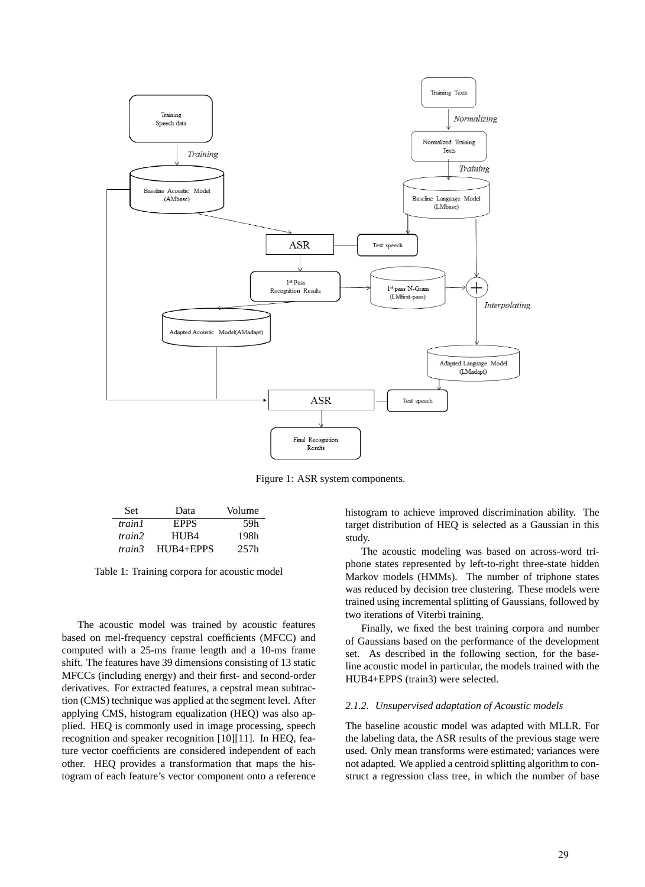Figure 1: ASR system components.

| Set | Data | Volume |
|---|---|---|
| *train1* | EPPS | 59h |
| *train2* | HUB4 | 198h |
| *train3* | HUB4+EPPS | 257h |

Table 1: Training corpora for acoustic model

The acoustic model was trained by acoustic features based on mel-frequency cepstral coefficients (MFCC) and computed with a 25-ms frame length and a 10-ms frame shift. The features have 39 dimensions consisting of 13 static MFCCs (including energy) and their first- and second-order derivatives. For extracted features, a cepstral mean subtraction (CMS) technique was applied at the segment level. After applying CMS, histogram equalization (HEQ) was also applied. HEQ is commonly used in image processing, speech recognition and speaker recognition [10][11]. In HEQ, feature vector coefficients are considered independent of each other. HEQ provides a transformation that maps the histogram of each feature's vector component onto a reference histogram to achieve improved discrimination ability. The target distribution of HEQ is selected as a Gaussian in this study.

The acoustic modeling was based on across-word triphone states represented by left-to-right three-state hidden Markov models (HMMs). The number of triphone states was reduced by decision tree clustering. These models were trained using incremental splitting of Gaussians, followed by two iterations of Viterbi training.

Finally, we fixed the best training corpora and number of Gaussians based on the performance of the development set. As described in the following section, for the baseline acoustic model in particular, the models trained with the HUB4+EPPS (train3) were selected.

#### 2.1.2. *Unsupervised adaptation of Acoustic models*

The baseline acoustic model was adapted with MLLR. For the labeling data, the ASR results of the previous stage were used. Only mean transforms were estimated; variances were not adapted. We applied a centroid splitting algorithm to construct a regression class tree, in which the number of base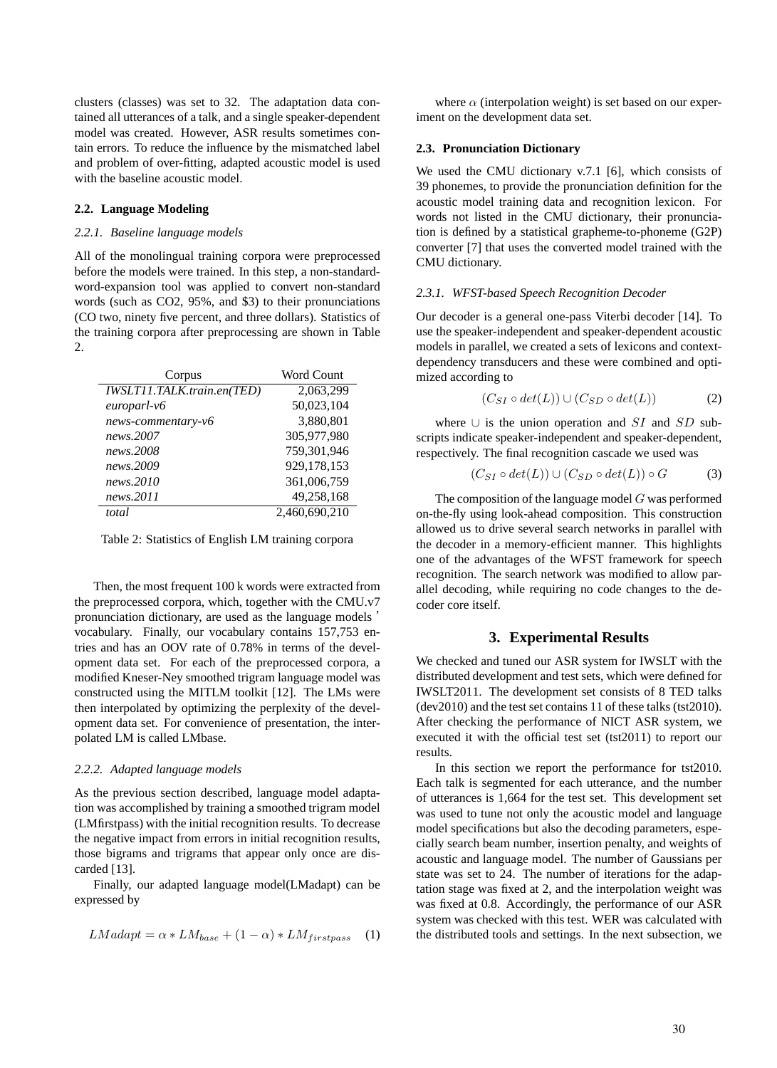clusters (classes) was set to 32. The adaptation data contained all utterances of a talk, and a single speaker-dependent model was created. However, ASR results sometimes contain errors. To reduce the influence by the mismatched label and problem of over-fitting, adapted acoustic model is used with the baseline acoustic model.

### 2.2. Language Modeling

#### *2.2.1. Baseline language models*

All of the monolingual training corpora were preprocessed before the models were trained. In this step, a non-standard-word-expansion tool was applied to convert non-standard words (such as CO2, 95%, and $3) to their pronunciations (CO two, ninety five percent, and three dollars). Statistics of the training corpora after preprocessing are shown in Table 2.

| Corpus | Word Count |
|---|---|
| *IWSLT11.TALK.train.en(TED)* | 2,063,299 |
| *europarl-v6* | 50,023,104 |
| *news-commentary-v6* | 3,880,801 |
| *news.2007* | 305,977,980 |
| *news.2008* | 759,301,946 |
| *news.2009* | 929,178,153 |
| *news.2010* | 361,006,759 |
| *news.2011* | 49,258,168 |
| *total* | 2,460,690,210 |

Table 2: Statistics of English LM training corpora

Then, the most frequent 100 k words were extracted from the preprocessed corpora, which, together with the CMU.v7 pronunciation dictionary, are used as the language models ' vocabulary. Finally, our vocabulary contains 157,753 entries and has an OOV rate of 0.78% in terms of the development data set. For each of the preprocessed corpora, a modified Kneser-Ney smoothed trigram language model was constructed using the MITLM toolkit [12]. The LMs were then interpolated by optimizing the perplexity of the development data set. For convenience of presentation, the interpolated LM is called LMbase.

#### *2.2.2. Adapted language models*

As the previous section described, language model adaptation was accomplished by training a smoothed trigram model (LMfirstpass) with the initial recognition results. To decrease the negative impact from errors in initial recognition results, those bigrams and trigrams that appear only once are discarded [13].

Finally, our adapted language model(LMadapt) can be expressed by

$$LMadapt = \alpha * LM_{base} + (1 - \alpha) * LM_{firstpass} \quad (1)$$

where $\alpha$ (interpolation weight) is set based on our experiment on the development data set.

### 2.3. Pronunciation Dictionary

We used the CMU dictionary v.7.1 [6], which consists of 39 phonemes, to provide the pronunciation definition for the acoustic model training data and recognition lexicon. For words not listed in the CMU dictionary, their pronunciation is defined by a statistical grapheme-to-phoneme (G2P) converter [7] that uses the converted model trained with the CMU dictionary.

#### *2.3.1. WFST-based Speech Recognition Decoder*

Our decoder is a general one-pass Viterbi decoder [14]. To use the speaker-independent and speaker-dependent acoustic models in parallel, we created a sets of lexicons and context-dependency transducers and these were combined and optimized according to

$$(C_{SI} \circ det(L)) \cup (C_{SD} \circ det(L)) \quad (2)$$

where $\cup$ is the union operation and $SI$ and $SD$ subscripts indicate speaker-independent and speaker-dependent, respectively. The final recognition cascade we used was

$$(C_{SI} \circ det(L)) \cup (C_{SD} \circ det(L)) \circ G \quad (3)$$

The composition of the language model $G$ was performed on-the-fly using look-ahead composition. This construction allowed us to drive several search networks in parallel with the decoder in a memory-efficient manner. This highlights one of the advantages of the WFST framework for speech recognition. The search network was modified to allow parallel decoding, while requiring no code changes to the decoder core itself.

## 3. Experimental Results

We checked and tuned our ASR system for IWSLT with the distributed development and test sets, which were defined for IWSLT2011. The development set consists of 8 TED talks (dev2010) and the test set contains 11 of these talks (tst2010). After checking the performance of NICT ASR system, we executed it with the official test set (tst2011) to report our results.

In this section we report the performance for tst2010. Each talk is segmented for each utterance, and the number of utterances is 1,664 for the test set. This development set was used to tune not only the acoustic model and language model specifications but also the decoding parameters, especially search beam number, insertion penalty, and weights of acoustic and language model. The number of Gaussians per state was set to 24. The number of iterations for the adaptation stage was fixed at 2, and the interpolation weight was was fixed at 0.8. Accordingly, the performance of our ASR system was checked with this test. WER was calculated with the distributed tools and settings. In the next subsection, we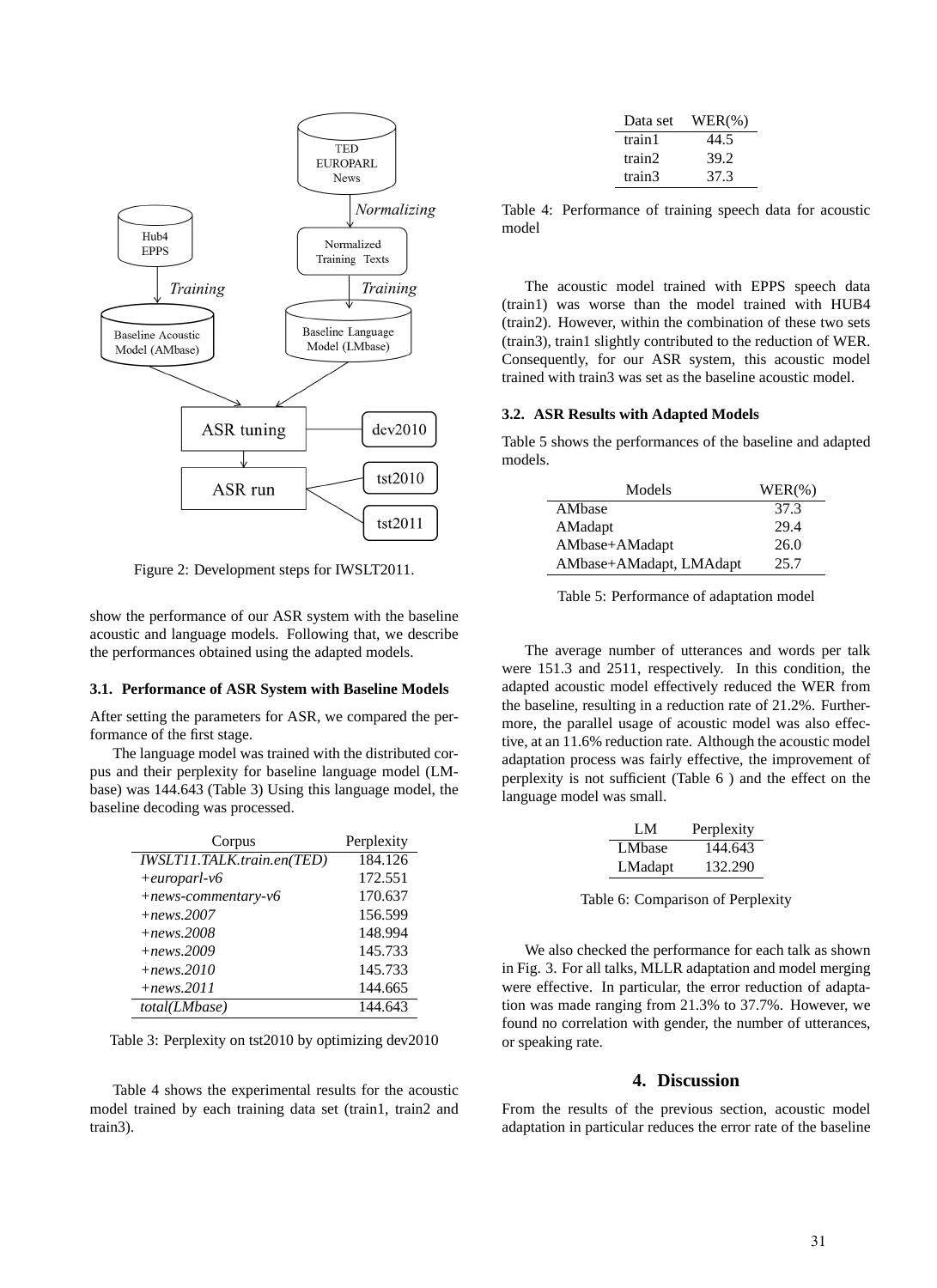Figure 2: Development steps for IWSLT2011.

show the performance of our ASR system with the baseline acoustic and language models. Following that, we describe the performances obtained using the adapted models.

### 3.1. Performance of ASR System with Baseline Models

After setting the parameters for ASR, we compared the performance of the first stage.

The language model was trained with the distributed corpus and their perplexity for baseline language model (LMbase) was 144.643 (Table 3) Using this language model, the baseline decoding was processed.

| Corpus | Perplexity |
|---|---|
| *IWSLT11.TALK.train.en(TED)* | 184.126 |
| *+europarl-v6* | 172.551 |
| *+news-commentary-v6* | 170.637 |
| *+news.2007* | 156.599 |
| *+news.2008* | 148.994 |
| *+news.2009* | 145.733 |
| *+news.2010* | 145.733 |
| *+news.2011* | 144.665 |
| *total(LMbase)* | 144.643 |

Table 3: Perplexity on tst2010 by optimizing dev2010

Table 4 shows the experimental results for the acoustic model trained by each training data set (train1, train2 and train3).

| Data set | WER(%) |
|---|---|
| train1 | 44.5 |
| train2 | 39.2 |
| train3 | 37.3 |

Table 4: Performance of training speech data for acoustic model

The acoustic model trained with EPPS speech data (train1) was worse than the model trained with HUB4 (train2). However, within the combination of these two sets (train3), train1 slightly contributed to the reduction of WER. Consequently, for our ASR system, this acoustic model trained with train3 was set as the baseline acoustic model.

### 3.2. ASR Results with Adapted Models

Table 5 shows the performances of the baseline and adapted models.

| Models | WER(%) |
|---|---|
| AMbase | 37.3 |
| AMadapt | 29.4 |
| AMbase+AMadapt | 26.0 |
| AMbase+AMadapt, LMAdapt | 25.7 |

Table 5: Performance of adaptation model

The average number of utterances and words per talk were 151.3 and 2511, respectively. In this condition, the adapted acoustic model effectively reduced the WER from the baseline, resulting in a reduction rate of 21.2%. Furthermore, the parallel usage of acoustic model was also effective, at an 11.6% reduction rate. Although the acoustic model adaptation process was fairly effective, the improvement of perplexity is not sufficient (Table 6 ) and the effect on the language model was small.

| LM | Perplexity |
|---|---|
| LMbase | 144.643 |
| LMadapt | 132.290 |

Table 6: Comparison of Perplexity

We also checked the performance for each talk as shown in Fig. 3. For all talks, MLLR adaptation and model merging were effective. In particular, the error reduction of adaptation was made ranging from 21.3% to 37.7%. However, we found no correlation with gender, the number of utterances, or speaking rate.

## 4. Discussion

From the results of the previous section, acoustic model adaptation in particular reduces the error rate of the baseline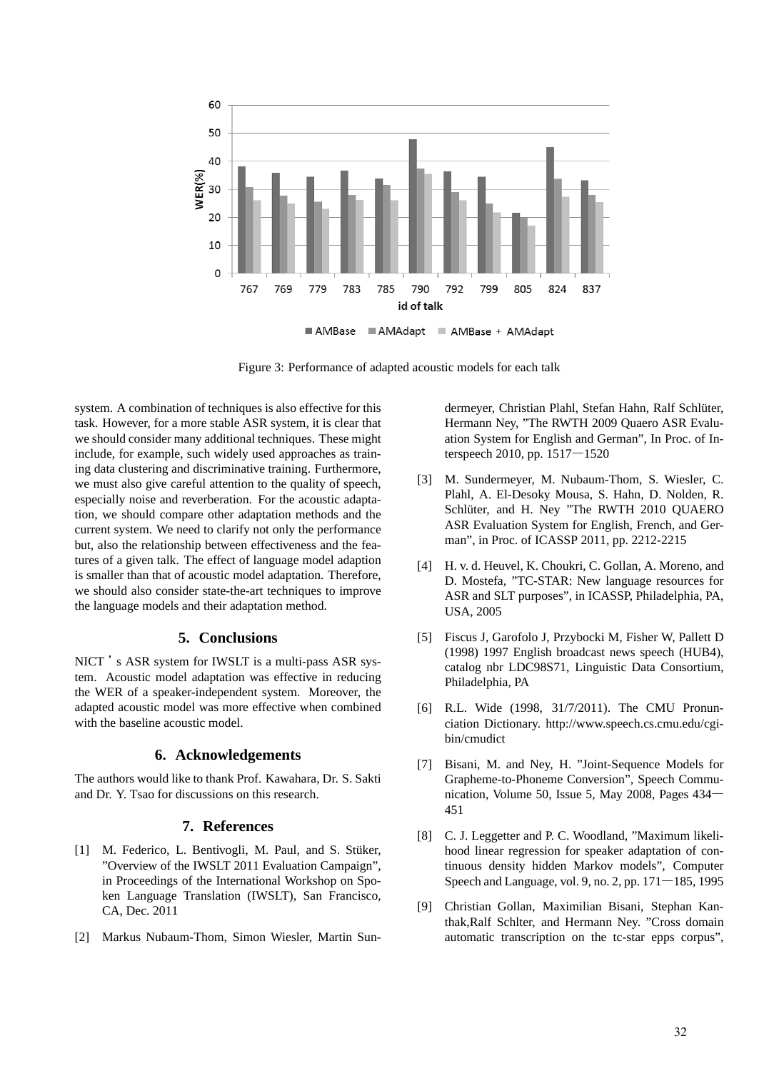Figure 3: Performance of adapted acoustic models for each talk

system. A combination of techniques is also effective for this task. However, for a more stable ASR system, it is clear that we should consider many additional techniques. These might include, for example, such widely used approaches as training data clustering and discriminative training. Furthermore, we must also give careful attention to the quality of speech, especially noise and reverberation. For the acoustic adaptation, we should compare other adaptation methods and the current system. We need to clarify not only the performance but, also the relationship between effectiveness and the features of a given talk. The effect of language model adaption is smaller than that of acoustic model adaptation. Therefore, we should also consider state-the-art techniques to improve the language models and their adaptation method.

## 5. Conclusions

NICT ' s ASR system for IWSLT is a multi-pass ASR system. Acoustic model adaptation was effective in reducing the WER of a speaker-independent system. Moreover, the adapted acoustic model was more effective when combined with the baseline acoustic model.

## 6. Acknowledgements

The authors would like to thank Prof. Kawahara, Dr. S. Sakti and Dr. Y. Tsao for discussions on this research.

## 7. References

[1] M. Federico, L. Bentivogli, M. Paul, and S. Stüker, "Overview of the IWSLT 2011 Evaluation Campaign", in Proceedings of the International Workshop on Spoken Language Translation (IWSLT), San Francisco, CA, Dec. 2011

[2] Markus Nubaum-Thom, Simon Wiesler, Martin Sundermeyer, Christian Plahl, Stefan Hahn, Ralf Schlüter, Hermann Ney, "The RWTH 2009 Quaero ASR Evaluation System for English and German", In Proc. of Interspeech 2010, pp. 1517—1520

[3] M. Sundermeyer, M. Nubaum-Thom, S. Wiesler, C. Plahl, A. El-Desoky Mousa, S. Hahn, D. Nolden, R. Schlüter, and H. Ney "The RWTH 2010 QUAERO ASR Evaluation System for English, French, and German", in Proc. of ICASSP 2011, pp. 2212-2215

[4] H. v. d. Heuvel, K. Choukri, C. Gollan, A. Moreno, and D. Mostefa, "TC-STAR: New language resources for ASR and SLT purposes", in ICASSP, Philadelphia, PA, USA, 2005

[5] Fiscus J, Garofolo J, Przybocki M, Fisher W, Pallett D (1998) 1997 English broadcast news speech (HUB4), catalog nbr LDC98S71, Linguistic Data Consortium, Philadelphia, PA

[6] R.L. Wide (1998, 31/7/2011). The CMU Pronunciation Dictionary. http://www.speech.cs.cmu.edu/cgi-bin/cmudict

[7] Bisani, M. and Ney, H. "Joint-Sequence Models for Grapheme-to-Phoneme Conversion", Speech Communication, Volume 50, Issue 5, May 2008, Pages 434—451

[8] C. J. Leggetter and P. C. Woodland, "Maximum likelihood linear regression for speaker adaptation of continuous density hidden Markov models", Computer Speech and Language, vol. 9, no. 2, pp. 171—185, 1995

[9] Christian Gollan, Maximilian Bisani, Stephan Kanthak,Ralf Schlter, and Hermann Ney. "Cross domain automatic transcription on the tc-star epps corpus",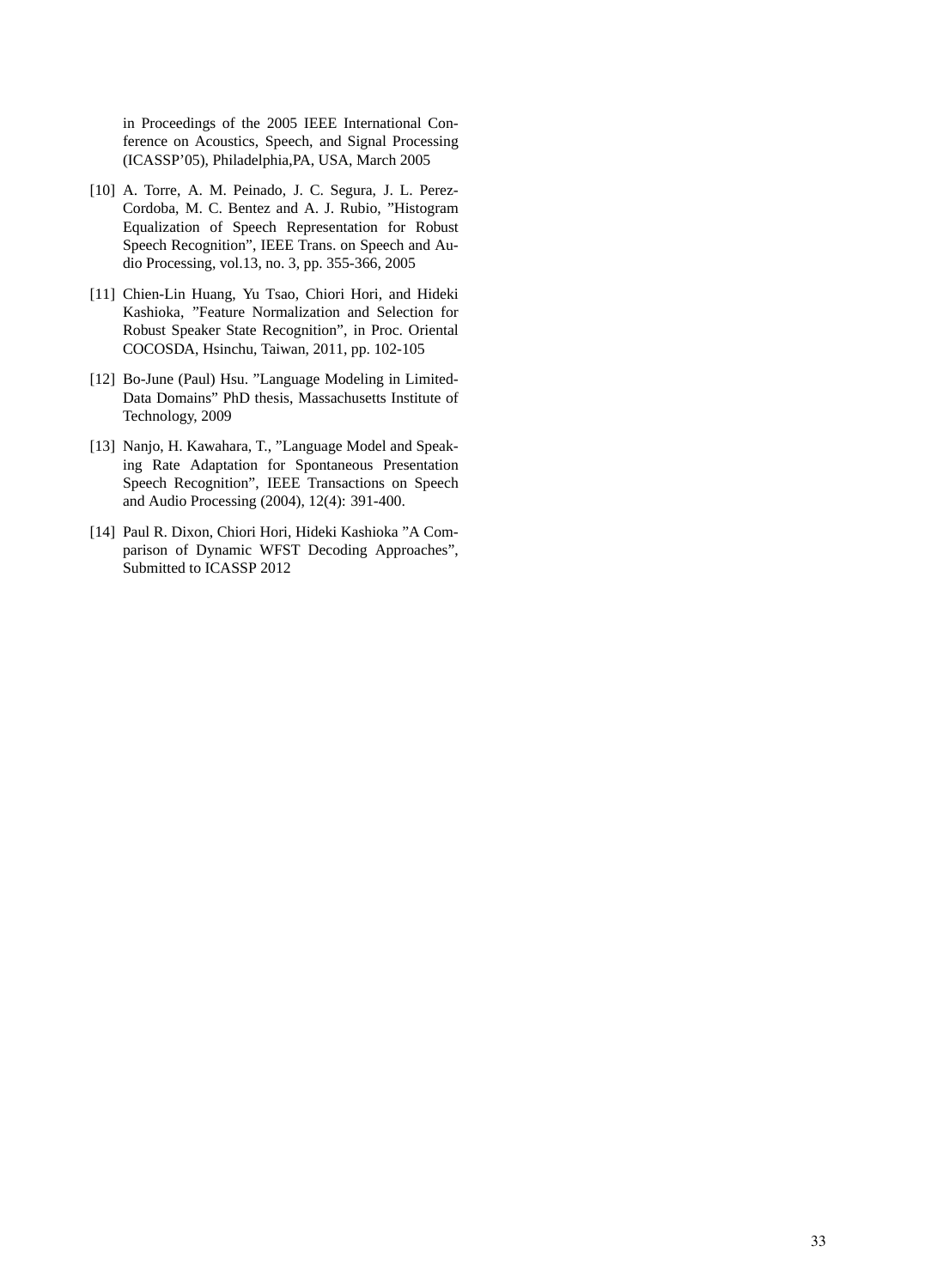in Proceedings of the 2005 IEEE International Conference on Acoustics, Speech, and Signal Processing (ICASSP'05), Philadelphia,PA, USA, March 2005

[10] A. Torre, A. M. Peinado, J. C. Segura, J. L. Perez-Cordoba, M. C. Bentez and A. J. Rubio, "Histogram Equalization of Speech Representation for Robust Speech Recognition", IEEE Trans. on Speech and Audio Processing, vol.13, no. 3, pp. 355-366, 2005

[11] Chien-Lin Huang, Yu Tsao, Chiori Hori, and Hideki Kashioka, "Feature Normalization and Selection for Robust Speaker State Recognition", in Proc. Oriental COCOSDA, Hsinchu, Taiwan, 2011, pp. 102-105

[12] Bo-June (Paul) Hsu. "Language Modeling in Limited-Data Domains" PhD thesis, Massachusetts Institute of Technology, 2009

[13] Nanjo, H. Kawahara, T., "Language Model and Speaking Rate Adaptation for Spontaneous Presentation Speech Recognition", IEEE Transactions on Speech and Audio Processing (2004), 12(4): 391-400.

[14] Paul R. Dixon, Chiori Hori, Hideki Kashioka "A Comparison of Dynamic WFST Decoding Approaches", Submitted to ICASSP 2012